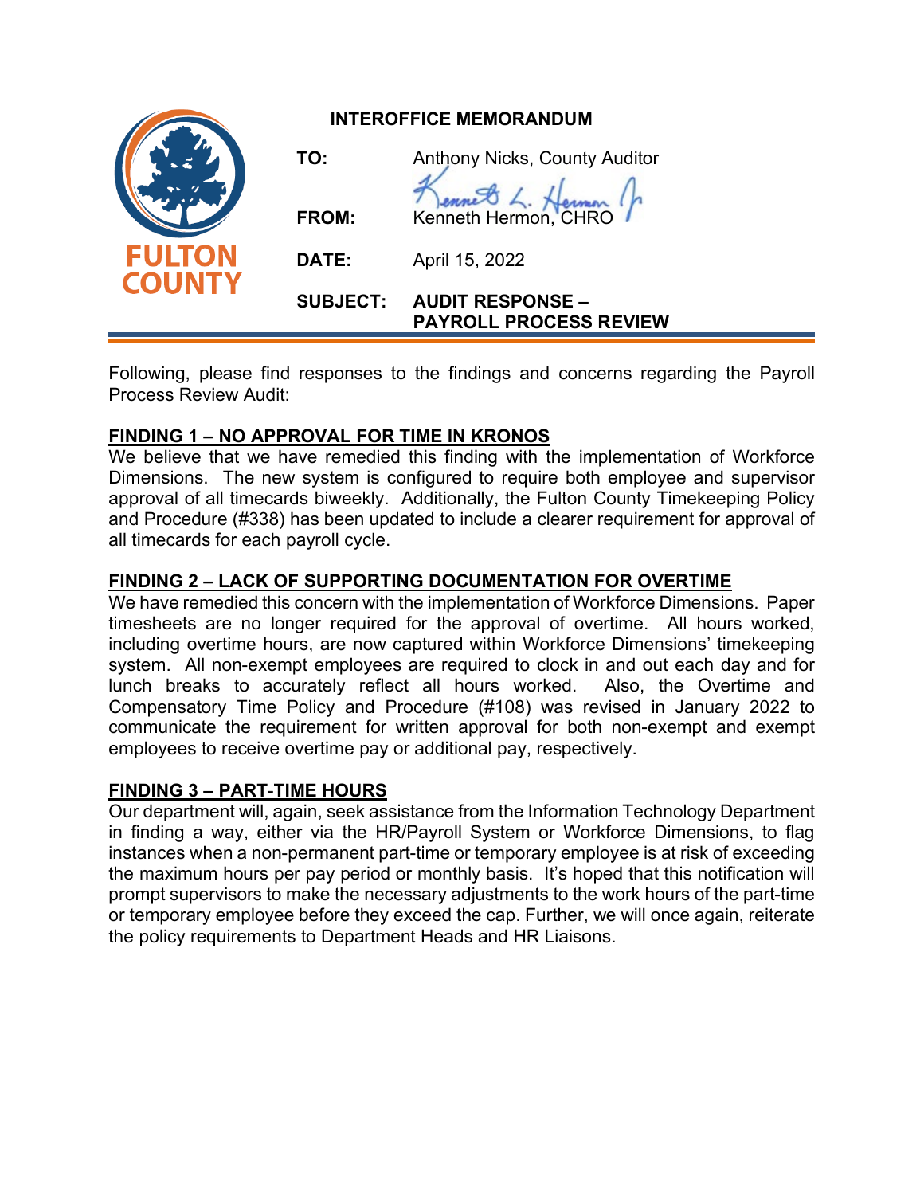FULTON COUNTY

## INTEROFFICE MEMORANDUM

**TO:** Anthony Nicks, County Auditor

**FROM:** Kenneth Hermon, CHRO

**DATE:** April 15, 2022

**SUBJECT:** **AUDIT RESPONSE – PAYROLL PROCESS REVIEW**

Following, please find responses to the findings and concerns regarding the Payroll Process Review Audit:

**FINDING 1 – NO APPROVAL FOR TIME IN KRONOS**

We believe that we have remedied this finding with the implementation of Workforce Dimensions. The new system is configured to require both employee and supervisor approval of all timecards biweekly. Additionally, the Fulton County Timekeeping Policy and Procedure (#338) has been updated to include a clearer requirement for approval of all timecards for each payroll cycle.

**FINDING 2 – LACK OF SUPPORTING DOCUMENTATION FOR OVERTIME**

We have remedied this concern with the implementation of Workforce Dimensions. Paper timesheets are no longer required for the approval of overtime. All hours worked, including overtime hours, are now captured within Workforce Dimensions' timekeeping system. All non-exempt employees are required to clock in and out each day and for lunch breaks to accurately reflect all hours worked. Also, the Overtime and Compensatory Time Policy and Procedure (#108) was revised in January 2022 to communicate the requirement for written approval for both non-exempt and exempt employees to receive overtime pay or additional pay, respectively.

**FINDING 3 – PART-TIME HOURS**

Our department will, again, seek assistance from the Information Technology Department in finding a way, either via the HR/Payroll System or Workforce Dimensions, to flag instances when a non-permanent part-time or temporary employee is at risk of exceeding the maximum hours per pay period or monthly basis. It's hoped that this notification will prompt supervisors to make the necessary adjustments to the work hours of the part-time or temporary employee before they exceed the cap. Further, we will once again, reiterate the policy requirements to Department Heads and HR Liaisons.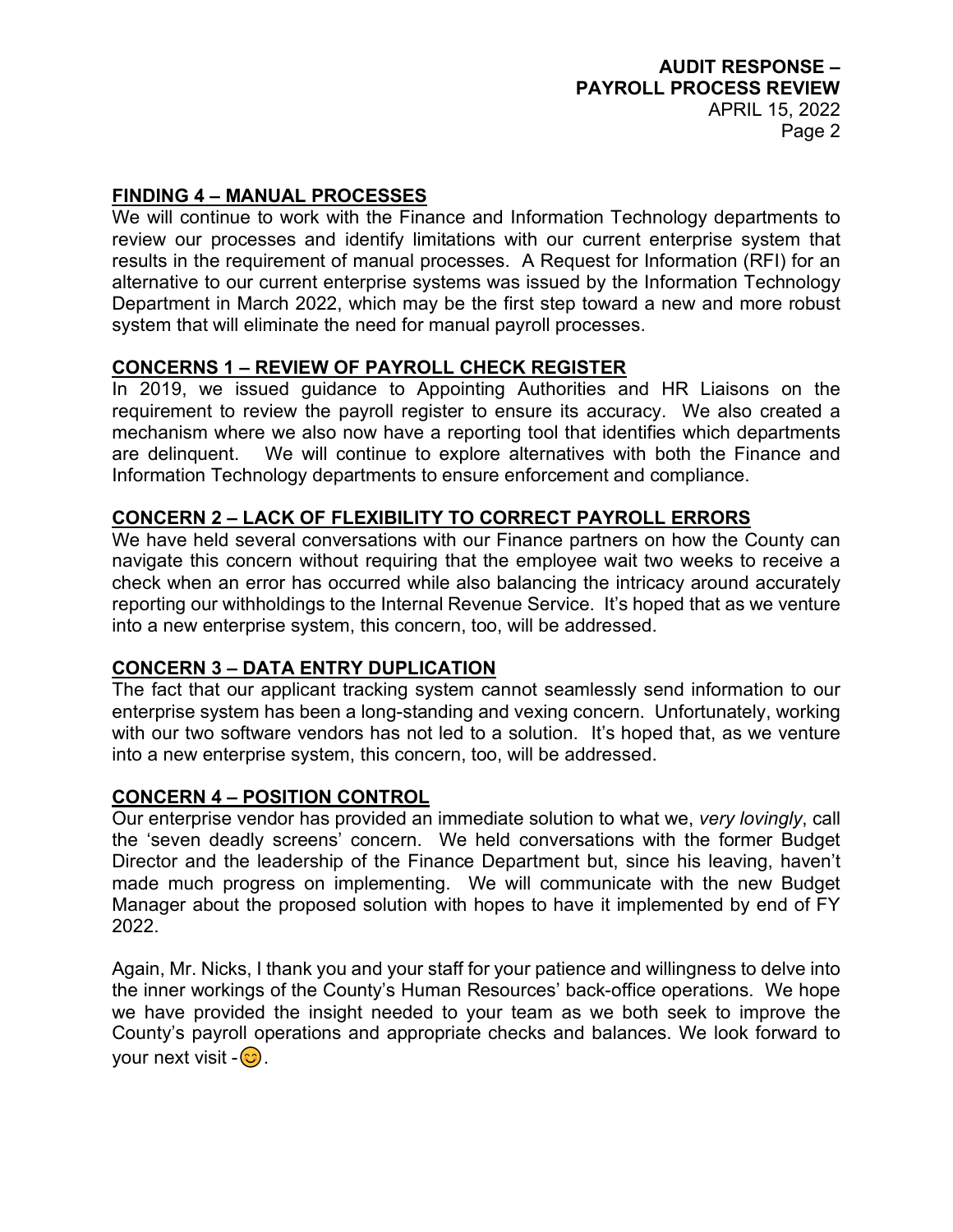## FINDING 4 – MANUAL PROCESSES

We will continue to work with the Finance and Information Technology departments to review our processes and identify limitations with our current enterprise system that results in the requirement of manual processes. A Request for Information (RFI) for an alternative to our current enterprise systems was issued by the Information Technology Department in March 2022, which may be the first step toward a new and more robust system that will eliminate the need for manual payroll processes.

## CONCERNS 1 – REVIEW OF PAYROLL CHECK REGISTER

In 2019, we issued guidance to Appointing Authorities and HR Liaisons on the requirement to review the payroll register to ensure its accuracy. We also created a mechanism where we also now have a reporting tool that identifies which departments are delinquent. We will continue to explore alternatives with both the Finance and Information Technology departments to ensure enforcement and compliance.

## CONCERN 2 – LACK OF FLEXIBILITY TO CORRECT PAYROLL ERRORS

We have held several conversations with our Finance partners on how the County can navigate this concern without requiring that the employee wait two weeks to receive a check when an error has occurred while also balancing the intricacy around accurately reporting our withholdings to the Internal Revenue Service. It's hoped that as we venture into a new enterprise system, this concern, too, will be addressed.

## CONCERN 3 – DATA ENTRY DUPLICATION

The fact that our applicant tracking system cannot seamlessly send information to our enterprise system has been a long-standing and vexing concern. Unfortunately, working with our two software vendors has not led to a solution. It's hoped that, as we venture into a new enterprise system, this concern, too, will be addressed.

## CONCERN 4 – POSITION CONTROL

Our enterprise vendor has provided an immediate solution to what we, *very lovingly*, call the 'seven deadly screens' concern. We held conversations with the former Budget Director and the leadership of the Finance Department but, since his leaving, haven't made much progress on implementing. We will communicate with the new Budget Manager about the proposed solution with hopes to have it implemented by end of FY 2022.

Again, Mr. Nicks, I thank you and your staff for your patience and willingness to delve into the inner workings of the County's Human Resources' back-office operations. We hope we have provided the insight needed to your team as we both seek to improve the County's payroll operations and appropriate checks and balances. We look forward to your next visit - 😊.